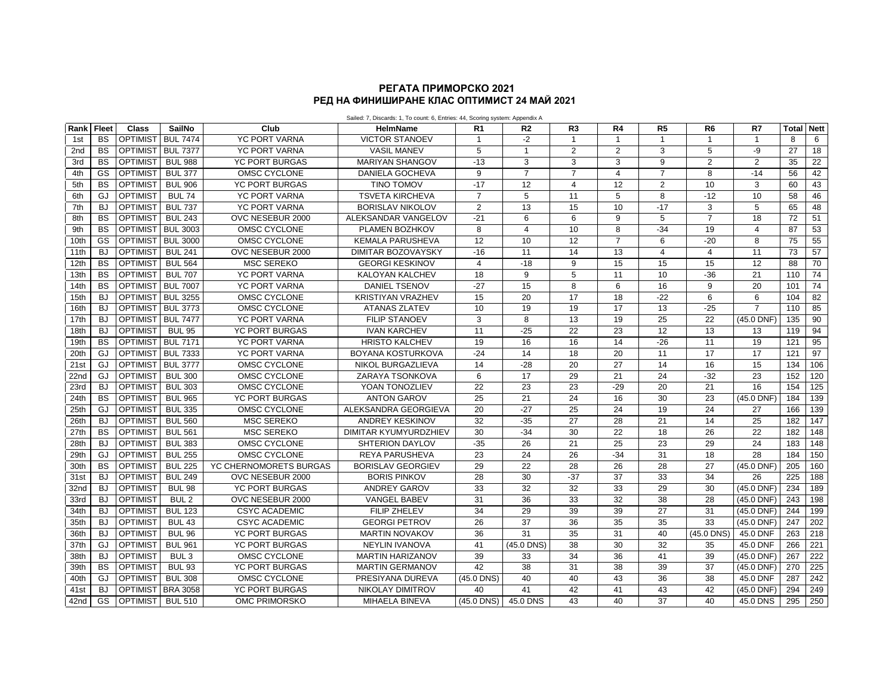# РЕГАТА ПРИМОРСКО 2021

## РЕД НА ФИНИШИРАНЕ КЛАС ОПТИМИСТ 24 МАЙ 2021

Sailed: 7, Discards: 1, To count: 6, Entries: 44, Scoring system: Appendix A

| Rank | Fleet | Class | SailNo | Club | HelmName | R1 | R2 | R3 | R4 | R5 | R6 | R7 | Total | Nett |
|---|---|---|---|---|---|---|---|---|---|---|---|---|---|---|
| 1st | BS | OPTIMIST | BUL 7474 | YC PORT VARNA | VICTOR STANOEV | 1 | -2 | 1 | 1 | 1 | 1 | 1 | 8 | 6 |
| 2nd | BS | OPTIMIST | BUL 7377 | YC PORT VARNA | VASIL MANEV | 5 | 1 | 2 | 2 | 3 | 5 | -9 | 27 | 18 |
| 3rd | BS | OPTIMIST | BUL 988 | YC PORT BURGAS | MARIYAN SHANGOV | -13 | 3 | 3 | 3 | 9 | 2 | 2 | 35 | 22 |
| 4th | GS | OPTIMIST | BUL 377 | OMSC CYCLONE | DANIELA GOCHEVA | 9 | 7 | 7 | 4 | 7 | 8 | -14 | 56 | 42 |
| 5th | BS | OPTIMIST | BUL 906 | YC PORT BURGAS | TINO TOMOV | -17 | 12 | 4 | 12 | 2 | 10 | 3 | 60 | 43 |
| 6th | GJ | OPTIMIST | BUL 74 | YC PORT VARNA | TSVETA KIRCHEVA | 7 | 5 | 11 | 5 | 8 | -12 | 10 | 58 | 46 |
| 7th | BJ | OPTIMIST | BUL 737 | YC PORT VARNA | BORISLAV NIKOLOV | 2 | 13 | 15 | 10 | -17 | 3 | 5 | 65 | 48 |
| 8th | BS | OPTIMIST | BUL 243 | OVC NESEBUR 2000 | ALEKSANDAR VANGELOV | -21 | 6 | 6 | 9 | 5 | 7 | 18 | 72 | 51 |
| 9th | BS | OPTIMIST | BUL 3003 | OMSC CYCLONE | PLAMEN BOZHKOV | 8 | 4 | 10 | 8 | -34 | 19 | 4 | 87 | 53 |
| 10th | GS | OPTIMIST | BUL 3000 | OMSC CYCLONE | KEMALA PARUSHEVA | 12 | 10 | 12 | 7 | 6 | -20 | 8 | 75 | 55 |
| 11th | BJ | OPTIMIST | BUL 241 | OVC NESEBUR 2000 | DIMITAR BOZOVAYSKY | -16 | 11 | 14 | 13 | 4 | 4 | 11 | 73 | 57 |
| 12th | BS | OPTIMIST | BUL 564 | MSC SEREKO | GEORGI KESKINOV | 4 | -18 | 9 | 15 | 15 | 15 | 12 | 88 | 70 |
| 13th | BS | OPTIMIST | BUL 707 | YC PORT VARNA | KALOYAN KALCHEV | 18 | 9 | 5 | 11 | 10 | -36 | 21 | 110 | 74 |
| 14th | BS | OPTIMIST | BUL 7007 | YC PORT VARNA | DANIEL TSENOV | -27 | 15 | 8 | 6 | 16 | 9 | 20 | 101 | 74 |
| 15th | BJ | OPTIMIST | BUL 3255 | OMSC CYCLONE | KRISTIYAN VRAZHEV | 15 | 20 | 17 | 18 | -22 | 6 | 6 | 104 | 82 |
| 16th | BJ | OPTIMIST | BUL 3773 | OMSC CYCLONE | ATANAS ZLATEV | 10 | 19 | 19 | 17 | 13 | -25 | 7 | 110 | 85 |
| 17th | BJ | OPTIMIST | BUL 7477 | YC PORT VARNA | FILIP STANOEV | 3 | 8 | 13 | 19 | 25 | 22 | (45.0 DNF) | 135 | 90 |
| 18th | BJ | OPTIMIST | BUL 95 | YC PORT BURGAS | IVAN KARCHEV | 11 | -25 | 22 | 23 | 12 | 13 | 13 | 119 | 94 |
| 19th | BS | OPTIMIST | BUL 7171 | YC PORT VARNA | HRISTO KALCHEV | 19 | 16 | 16 | 14 | -26 | 11 | 19 | 121 | 95 |
| 20th | GJ | OPTIMIST | BUL 7333 | YC PORT VARNA | BOYANA KOSTURKOVA | -24 | 14 | 18 | 20 | 11 | 17 | 17 | 121 | 97 |
| 21st | GJ | OPTIMIST | BUL 3777 | OMSC CYCLONE | NIKOL BURGAZLIEVA | 14 | -28 | 20 | 27 | 14 | 16 | 15 | 134 | 106 |
| 22nd | GJ | OPTIMIST | BUL 300 | OMSC CYCLONE | ZARAYA TSONKOVA | 6 | 17 | 29 | 21 | 24 | -32 | 23 | 152 | 120 |
| 23rd | BJ | OPTIMIST | BUL 303 | OMSC CYCLONE | YOAN TONOZLIEV | 22 | 23 | 23 | -29 | 20 | 21 | 16 | 154 | 125 |
| 24th | BS | OPTIMIST | BUL 965 | YC PORT BURGAS | ANTON GAROV | 25 | 21 | 24 | 16 | 30 | 23 | (45.0 DNF) | 184 | 139 |
| 25th | GJ | OPTIMIST | BUL 335 | OMSC CYCLONE | ALEKSANDRA GEORGIEVA | 20 | -27 | 25 | 24 | 19 | 24 | 27 | 166 | 139 |
| 26th | BJ | OPTIMIST | BUL 560 | MSC SEREKO | ANDREY KESKINOV | 32 | -35 | 27 | 28 | 21 | 14 | 25 | 182 | 147 |
| 27th | BS | OPTIMIST | BUL 561 | MSC SEREKO | DIMITAR KYUMYURDZHIEV | 30 | -34 | 30 | 22 | 18 | 26 | 22 | 182 | 148 |
| 28th | BJ | OPTIMIST | BUL 383 | OMSC CYCLONE | SHTERION DAYLOV | -35 | 26 | 21 | 25 | 23 | 29 | 24 | 183 | 148 |
| 29th | GJ | OPTIMIST | BUL 255 | OMSC CYCLONE | REYA PARUSHEVA | 23 | 24 | 26 | -34 | 31 | 18 | 28 | 184 | 150 |
| 30th | BS | OPTIMIST | BUL 225 | YC CHERNOMORETS BURGAS | BORISLAV GEORGIEV | 29 | 22 | 28 | 26 | 28 | 27 | (45.0 DNF) | 205 | 160 |
| 31st | BJ | OPTIMIST | BUL 249 | OVC NESEBUR 2000 | BORIS PINKOV | 28 | 30 | -37 | 37 | 33 | 34 | 26 | 225 | 188 |
| 32nd | BJ | OPTIMIST | BUL 98 | YC PORT BURGAS | ANDREY GAROV | 33 | 32 | 32 | 33 | 29 | 30 | (45.0 DNF) | 234 | 189 |
| 33rd | BJ | OPTIMIST | BUL 2 | OVC NESEBUR 2000 | VANGEL BABEV | 31 | 36 | 33 | 32 | 38 | 28 | (45.0 DNF) | 243 | 198 |
| 34th | BJ | OPTIMIST | BUL 123 | CSYC ACADEMIC | FILIP ZHELEV | 34 | 29 | 39 | 39 | 27 | 31 | (45.0 DNF) | 244 | 199 |
| 35th | BJ | OPTIMIST | BUL 43 | CSYC ACADEMIC | GEORGI PETROV | 26 | 37 | 36 | 35 | 35 | 33 | (45.0 DNF) | 247 | 202 |
| 36th | BJ | OPTIMIST | BUL 96 | YC PORT BURGAS | MARTIN NOVAKOV | 36 | 31 | 35 | 31 | 40 | (45.0 DNS) | 45.0 DNF | 263 | 218 |
| 37th | GJ | OPTIMIST | BUL 961 | YC PORT BURGAS | NEYLIN IVANOVA | 41 | (45.0 DNS) | 38 | 30 | 32 | 35 | 45.0 DNF | 266 | 221 |
| 38th | BJ | OPTIMIST | BUL 3 | OMSC CYCLONE | MARTIN HARIZANOV | 39 | 33 | 34 | 36 | 41 | 39 | (45.0 DNF) | 267 | 222 |
| 39th | BS | OPTIMIST | BUL 93 | YC PORT BURGAS | MARTIN GERMANOV | 42 | 38 | 31 | 38 | 39 | 37 | (45.0 DNF) | 270 | 225 |
| 40th | GJ | OPTIMIST | BUL 308 | OMSC CYCLONE | PRESIYANA DUREVA | (45.0 DNS) | 40 | 40 | 43 | 36 | 38 | 45.0 DNF | 287 | 242 |
| 41st | BJ | OPTIMIST | BRA 3058 | YC PORT BURGAS | NIKOLAY DIMITROV | 40 | 41 | 42 | 41 | 43 | 42 | (45.0 DNF) | 294 | 249 |
| 42nd | GS | OPTIMIST | BUL 510 | OMC PRIMORSKO | MIHAELA BINEVA | (45.0 DNS) | 45.0 DNS | 43 | 40 | 37 | 40 | 45.0 DNS | 295 | 250 |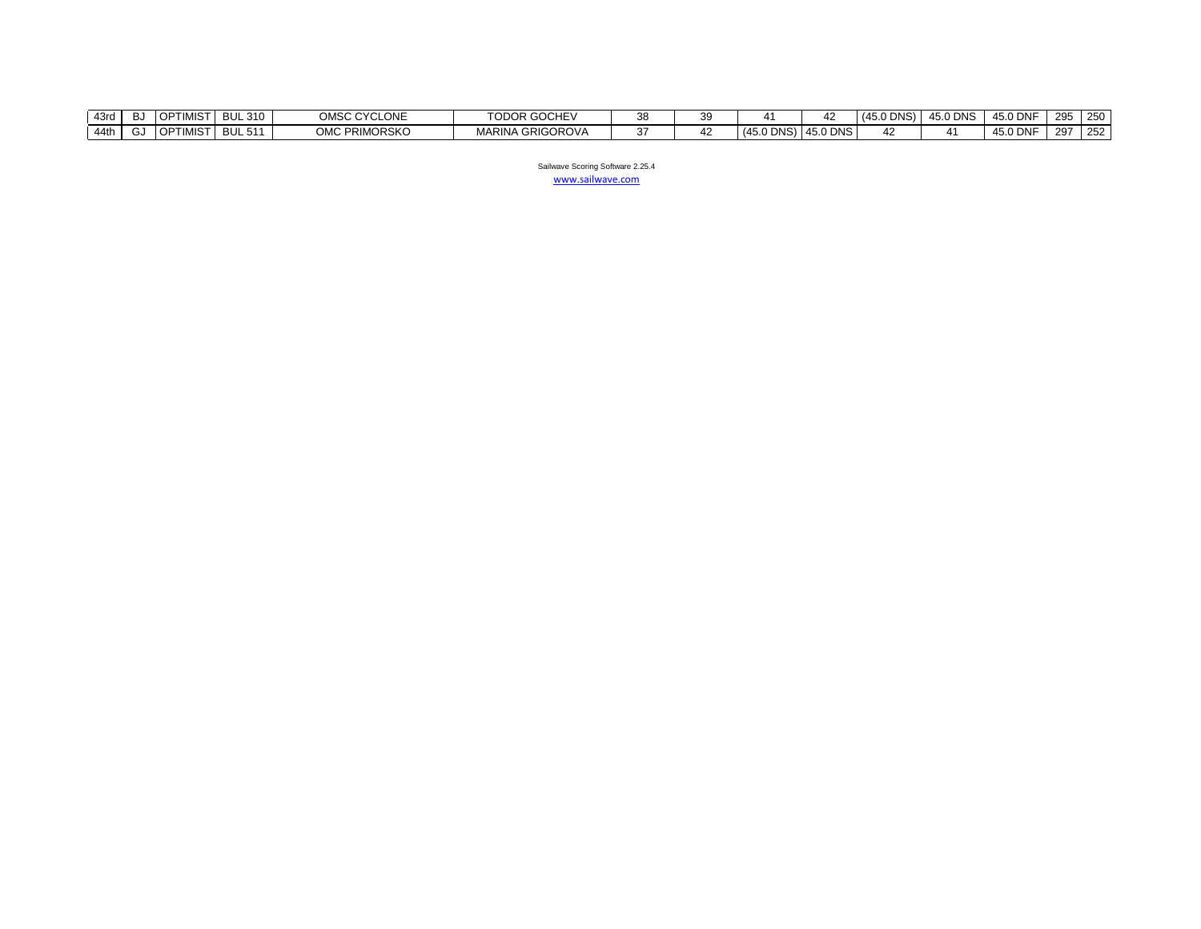| | | | | | | | | | | | | | | |
|---|---|---|---|---|---|---|---|---|---|---|---|---|---|---|
| 43rd | BJ | OPTIMIST | BUL 310 | OMSC CYCLONE | TODOR GOCHEV | 38 | 39 | 41 | 42 | (45.0 DNS) | 45.0 DNS | 45.0 DNF | 295 | 250 |
| 44th | GJ | OPTIMIST | BUL 511 | OMC PRIMORSKO | MARINA GRIGOROVA | 37 | 42 | (45.0 DNS) | 45.0 DNS | 42 | 41 | 45.0 DNF | 297 | 252 |

Sailwave Scoring Software 2.25.4
www.sailwave.com